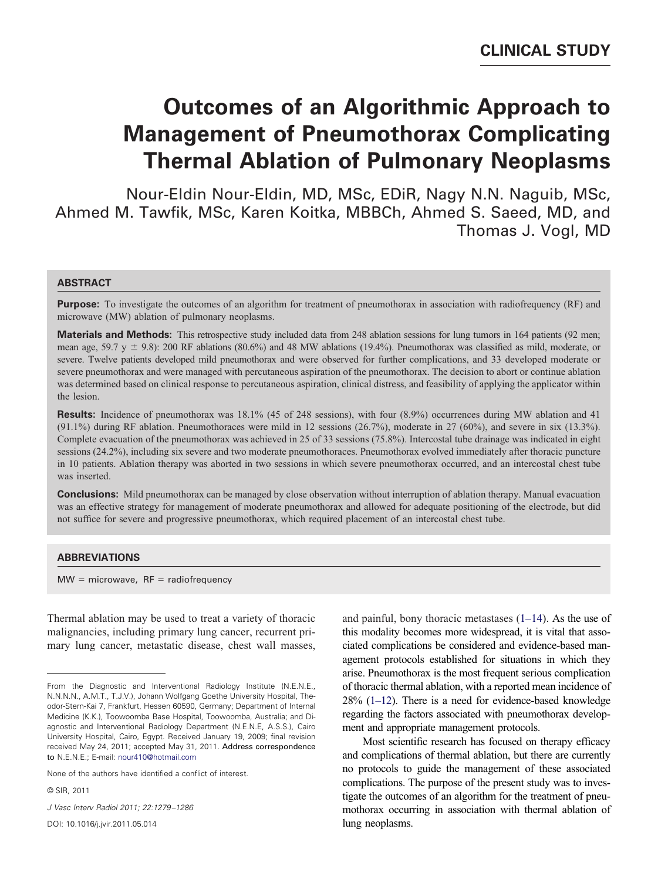CLINICAL STUDY

# Outcomes of an Algorithmic Approach to Management of Pneumothorax Complicating Thermal Ablation of Pulmonary Neoplasms

Nour-Eldin Nour-Eldin, MD, MSc, EDiR, Nagy N.N. Naguib, MSc, Ahmed M. Tawfik, MSc, Karen Koitka, MBBCh, Ahmed S. Saeed, MD, and Thomas J. Vogl, MD

## ABSTRACT

**Purpose:** To investigate the outcomes of an algorithm for treatment of pneumothorax in association with radiofrequency (RF) and microwave (MW) ablation of pulmonary neoplasms.

**Materials and Methods:** This retrospective study included data from 248 ablation sessions for lung tumors in 164 patients (92 men; mean age, 59.7 y ± 9.8): 200 RF ablations (80.6%) and 48 MW ablations (19.4%). Pneumothorax was classified as mild, moderate, or severe. Twelve patients developed mild pneumothorax and were observed for further complications, and 33 developed moderate or severe pneumothorax and were managed with percutaneous aspiration of the pneumothorax. The decision to abort or continue ablation was determined based on clinical response to percutaneous aspiration, clinical distress, and feasibility of applying the applicator within the lesion.

**Results:** Incidence of pneumothorax was 18.1% (45 of 248 sessions), with four (8.9%) occurrences during MW ablation and 41 (91.1%) during RF ablation. Pneumothoraces were mild in 12 sessions (26.7%), moderate in 27 (60%), and severe in six (13.3%). Complete evacuation of the pneumothorax was achieved in 25 of 33 sessions (75.8%). Intercostal tube drainage was indicated in eight sessions (24.2%), including six severe and two moderate pneumothoraces. Pneumothorax evolved immediately after thoracic puncture in 10 patients. Ablation therapy was aborted in two sessions in which severe pneumothorax occurred, and an intercostal chest tube was inserted.

**Conclusions:** Mild pneumothorax can be managed by close observation without interruption of ablation therapy. Manual evacuation was an effective strategy for management of moderate pneumothorax and allowed for adequate positioning of the electrode, but did not suffice for severe and progressive pneumothorax, which required placement of an intercostal chest tube.

## ABBREVIATIONS

MW = microwave, RF = radiofrequency

Thermal ablation may be used to treat a variety of thoracic malignancies, including primary lung cancer, recurrent primary lung cancer, metastatic disease, chest wall masses, and painful, bony thoracic metastases (1–14). As the use of this modality becomes more widespread, it is vital that associated complications be considered and evidence-based management protocols established for situations in which they arise. Pneumothorax is the most frequent serious complication of thoracic thermal ablation, with a reported mean incidence of 28% (1–12). There is a need for evidence-based knowledge regarding the factors associated with pneumothorax development and appropriate management protocols.

Most scientific research has focused on therapy efficacy and complications of thermal ablation, but there are currently no protocols to guide the management of these associated complications. The purpose of the present study was to investigate the outcomes of an algorithm for the treatment of pneumothorax occurring in association with thermal ablation of lung neoplasms.

---

From the Diagnostic and Interventional Radiology Institute (N.E.N.E., N.N.N.N., A.M.T., T.J.V.), Johann Wolfgang Goethe University Hospital, Theodor-Stern-Kai 7, Frankfurt, Hessen 60590, Germany; Department of Internal Medicine (K.K.), Toowoomba Base Hospital, Toowoomba, Australia; and Diagnostic and Interventional Radiology Department (N.E.N.E, A.S.S.), Cairo University Hospital, Cairo, Egypt. Received January 19, 2009; final revision received May 24, 2011; accepted May 31, 2011. Address correspondence to N.E.N.E.; E-mail: nour410@hotmail.com

None of the authors have identified a conflict of interest.

© SIR, 2011

DOI: 10.1016/j.jvir.2011.05.014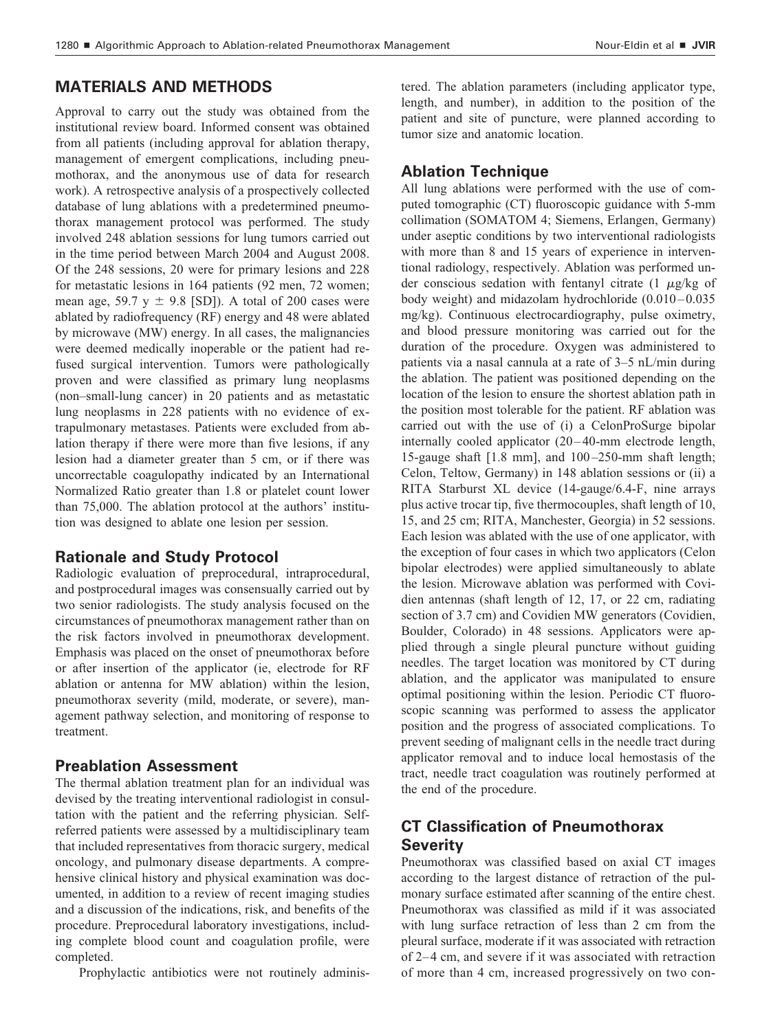## MATERIALS AND METHODS

Approval to carry out the study was obtained from the institutional review board. Informed consent was obtained from all patients (including approval for ablation therapy, management of emergent complications, including pneumothorax, and the anonymous use of data for research work). A retrospective analysis of a prospectively collected database of lung ablations with a predetermined pneumothorax management protocol was performed. The study involved 248 ablation sessions for lung tumors carried out in the time period between March 2004 and August 2008. Of the 248 sessions, 20 were for primary lesions and 228 for metastatic lesions in 164 patients (92 men, 72 women; mean age, 59.7 y ± 9.8 [SD]). A total of 200 cases were ablated by radiofrequency (RF) energy and 48 were ablated by microwave (MW) energy. In all cases, the malignancies were deemed medically inoperable or the patient had refused surgical intervention. Tumors were pathologically proven and were classified as primary lung neoplasms (non–small-lung cancer) in 20 patients and as metastatic lung neoplasms in 228 patients with no evidence of extrapulmonary metastases. Patients were excluded from ablation therapy if there were more than five lesions, if any lesion had a diameter greater than 5 cm, or if there was uncorrectable coagulopathy indicated by an International Normalized Ratio greater than 1.8 or platelet count lower than 75,000. The ablation protocol at the authors' institution was designed to ablate one lesion per session.

### Rationale and Study Protocol

Radiologic evaluation of preprocedural, intraprocedural, and postprocedural images was consensually carried out by two senior radiologists. The study analysis focused on the circumstances of pneumothorax management rather than on the risk factors involved in pneumothorax development. Emphasis was placed on the onset of pneumothorax before or after insertion of the applicator (ie, electrode for RF ablation or antenna for MW ablation) within the lesion, pneumothorax severity (mild, moderate, or severe), management pathway selection, and monitoring of response to treatment.

### Preablation Assessment

The thermal ablation treatment plan for an individual was devised by the treating interventional radiologist in consultation with the patient and the referring physician. Self-referred patients were assessed by a multidisciplinary team that included representatives from thoracic surgery, medical oncology, and pulmonary disease departments. A comprehensive clinical history and physical examination was documented, in addition to a review of recent imaging studies and a discussion of the indications, risk, and benefits of the procedure. Preprocedural laboratory investigations, including complete blood count and coagulation profile, were completed.

Prophylactic antibiotics were not routinely administered. The ablation parameters (including applicator type, length, and number), in addition to the position of the patient and site of puncture, were planned according to tumor size and anatomic location.

### Ablation Technique

All lung ablations were performed with the use of computed tomographic (CT) fluoroscopic guidance with 5-mm collimation (SOMATOM 4; Siemens, Erlangen, Germany) under aseptic conditions by two interventional radiologists with more than 8 and 15 years of experience in interventional radiology, respectively. Ablation was performed under conscious sedation with fentanyl citrate (1 $\mu$g/kg of body weight) and midazolam hydrochloride (0.010–0.035 mg/kg). Continuous electrocardiography, pulse oximetry, and blood pressure monitoring was carried out for the duration of the procedure. Oxygen was administered to patients via a nasal cannula at a rate of 3–5 nL/min during the ablation. The patient was positioned depending on the location of the lesion to ensure the shortest ablation path in the position most tolerable for the patient. RF ablation was carried out with the use of (i) a CelonProSurge bipolar internally cooled applicator (20–40-mm electrode length, 15-gauge shaft [1.8 mm], and 100–250-mm shaft length; Celon, Teltow, Germany) in 148 ablation sessions or (ii) a RITA Starburst XL device (14-gauge/6.4-F, nine arrays plus active trocar tip, five thermocouples, shaft length of 10, 15, and 25 cm; RITA, Manchester, Georgia) in 52 sessions. Each lesion was ablated with the use of one applicator, with the exception of four cases in which two applicators (Celon bipolar electrodes) were applied simultaneously to ablate the lesion. Microwave ablation was performed with Covidien antennas (shaft length of 12, 17, or 22 cm, radiating section of 3.7 cm) and Covidien MW generators (Covidien, Boulder, Colorado) in 48 sessions. Applicators were applied through a single pleural puncture without guiding needles. The target location was monitored by CT during ablation, and the applicator was manipulated to ensure optimal positioning within the lesion. Periodic CT fluoroscopic scanning was performed to assess the applicator position and the progress of associated complications. To prevent seeding of malignant cells in the needle tract during applicator removal and to induce local hemostasis of the tract, needle tract coagulation was routinely performed at the end of the procedure.

### CT Classification of Pneumothorax Severity

Pneumothorax was classified based on axial CT images according to the largest distance of retraction of the pulmonary surface estimated after scanning of the entire chest. Pneumothorax was classified as mild if it was associated with lung surface retraction of less than 2 cm from the pleural surface, moderate if it was associated with retraction of 2–4 cm, and severe if it was associated with retraction of more than 4 cm, increased progressively on two con-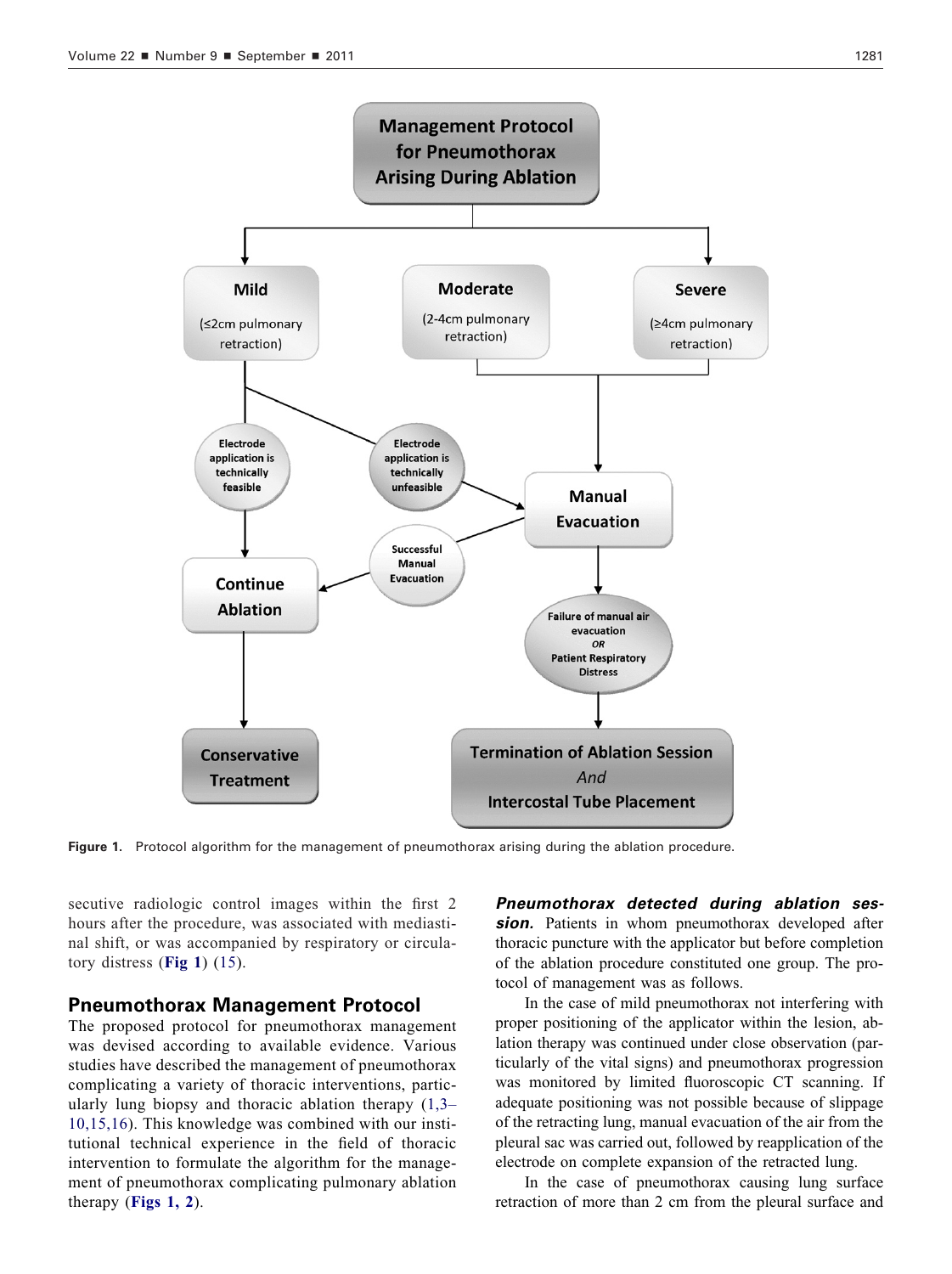Management Protocol for Pneumothorax Arising During Ablation

- Mild (≤2cm pulmonary retraction)
- Moderate (2-4cm pulmonary retraction)
- Severe (≥4cm pulmonary retraction)

Electrode application is technically feasible → Continue Ablation → Conservative Treatment

Electrode application is technically unfeasible → Manual Evacuation

Successful Manual Evacuation → Continue Ablation

Failure of manual air evacuation OR Patient Respiratory Distress → Termination of Ablation Session And Intercostal Tube Placement

**Figure 1.** Protocol algorithm for the management of pneumothorax arising during the ablation procedure.

secutive radiologic control images within the first 2 hours after the procedure, was associated with mediastinal shift, or was accompanied by respiratory or circulatory distress (**Fig 1**) (15).

## Pneumothorax Management Protocol

The proposed protocol for pneumothorax management was devised according to available evidence. Various studies have described the management of pneumothorax complicating a variety of thoracic interventions, particularly lung biopsy and thoracic ablation therapy (1,3–10,15,16). This knowledge was combined with our institutional technical experience in the field of thoracic intervention to formulate the algorithm for the management of pneumothorax complicating pulmonary ablation therapy (**Figs 1, 2**).

***Pneumothorax detected during ablation session.*** Patients in whom pneumothorax developed after thoracic puncture with the applicator but before completion of the ablation procedure constituted one group. The protocol of management was as follows.

In the case of mild pneumothorax not interfering with proper positioning of the applicator within the lesion, ablation therapy was continued under close observation (particularly of the vital signs) and pneumothorax progression was monitored by limited fluoroscopic CT scanning. If adequate positioning was not possible because of slippage of the retracting lung, manual evacuation of the air from the pleural sac was carried out, followed by reapplication of the electrode on complete expansion of the retracted lung.

In the case of pneumothorax causing lung surface retraction of more than 2 cm from the pleural surface and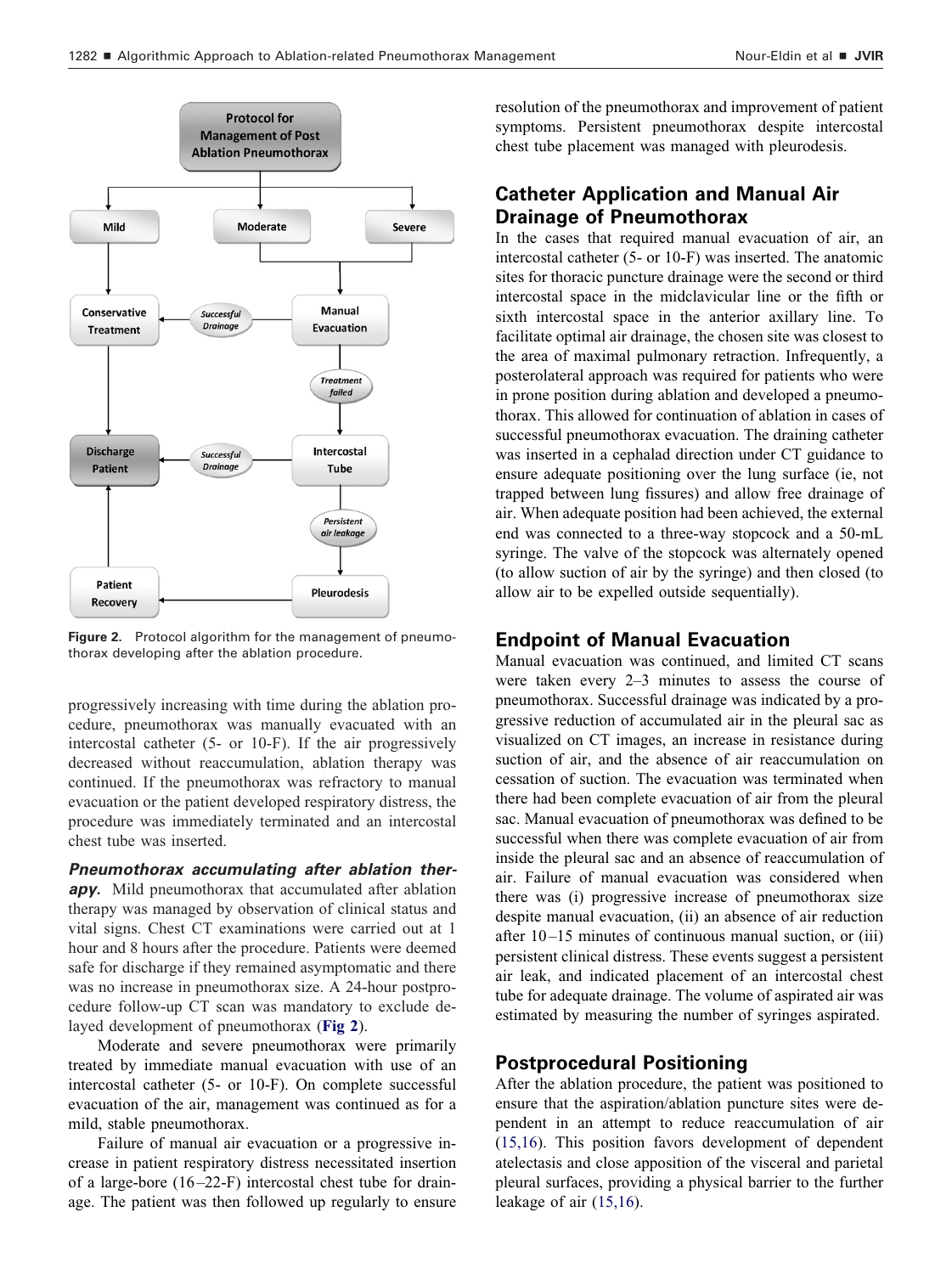Protocol for Management of Post Ablation Pneumothorax

Mild

Moderate

Severe

Conservative Treatment

Successful Drainage

Manual Evacuation

Treatment failed

Discharge Patient

Successful Drainage

Intercostal Tube

Persistent air leakage

Patient Recovery

Pleurodesis

**Figure 2.** Protocol algorithm for the management of pneumothorax developing after the ablation procedure.

progressively increasing with time during the ablation procedure, pneumothorax was manually evacuated with an intercostal catheter (5- or 10-F). If the air progressively decreased without reaccumulation, ablation therapy was continued. If the pneumothorax was refractory to manual evacuation or the patient developed respiratory distress, the procedure was immediately terminated and an intercostal chest tube was inserted.

***Pneumothorax accumulating after ablation therapy.*** Mild pneumothorax that accumulated after ablation therapy was managed by observation of clinical status and vital signs. Chest CT examinations were carried out at 1 hour and 8 hours after the procedure. Patients were deemed safe for discharge if they remained asymptomatic and there was no increase in pneumothorax size. A 24-hour postprocedure follow-up CT scan was mandatory to exclude delayed development of pneumothorax (Fig 2).

Moderate and severe pneumothorax were primarily treated by immediate manual evacuation with use of an intercostal catheter (5- or 10-F). On complete successful evacuation of the air, management was continued as for a mild, stable pneumothorax.

Failure of manual air evacuation or a progressive increase in patient respiratory distress necessitated insertion of a large-bore (16–22-F) intercostal chest tube for drainage. The patient was then followed up regularly to ensure resolution of the pneumothorax and improvement of patient symptoms. Persistent pneumothorax despite intercostal chest tube placement was managed with pleurodesis.

## Catheter Application and Manual Air Drainage of Pneumothorax

In the cases that required manual evacuation of air, an intercostal catheter (5- or 10-F) was inserted. The anatomic sites for thoracic puncture drainage were the second or third intercostal space in the midclavicular line or the fifth or sixth intercostal space in the anterior axillary line. To facilitate optimal air drainage, the chosen site was closest to the area of maximal pulmonary retraction. Infrequently, a posterolateral approach was required for patients who were in prone position during ablation and developed a pneumothorax. This allowed for continuation of ablation in cases of successful pneumothorax evacuation. The draining catheter was inserted in a cephalad direction under CT guidance to ensure adequate positioning over the lung surface (ie, not trapped between lung fissures) and allow free drainage of air. When adequate position had been achieved, the external end was connected to a three-way stopcock and a 50-mL syringe. The valve of the stopcock was alternately opened (to allow suction of air by the syringe) and then closed (to allow air to be expelled outside sequentially).

## Endpoint of Manual Evacuation

Manual evacuation was continued, and limited CT scans were taken every 2–3 minutes to assess the course of pneumothorax. Successful drainage was indicated by a progressive reduction of accumulated air in the pleural sac as visualized on CT images, an increase in resistance during suction of air, and the absence of air reaccumulation on cessation of suction. The evacuation was terminated when there had been complete evacuation of air from the pleural sac. Manual evacuation of pneumothorax was defined to be successful when there was complete evacuation of air from inside the pleural sac and an absence of reaccumulation of air. Failure of manual evacuation was considered when there was (i) progressive increase of pneumothorax size despite manual evacuation, (ii) an absence of air reduction after 10–15 minutes of continuous manual suction, or (iii) persistent clinical distress. These events suggest a persistent air leak, and indicated placement of an intercostal chest tube for adequate drainage. The volume of aspirated air was estimated by measuring the number of syringes aspirated.

## Postprocedural Positioning

After the ablation procedure, the patient was positioned to ensure that the aspiration/ablation puncture sites were dependent in an attempt to reduce reaccumulation of air (15,16). This position favors development of dependent atelectasis and close apposition of the visceral and parietal pleural surfaces, providing a physical barrier to the further leakage of air (15,16).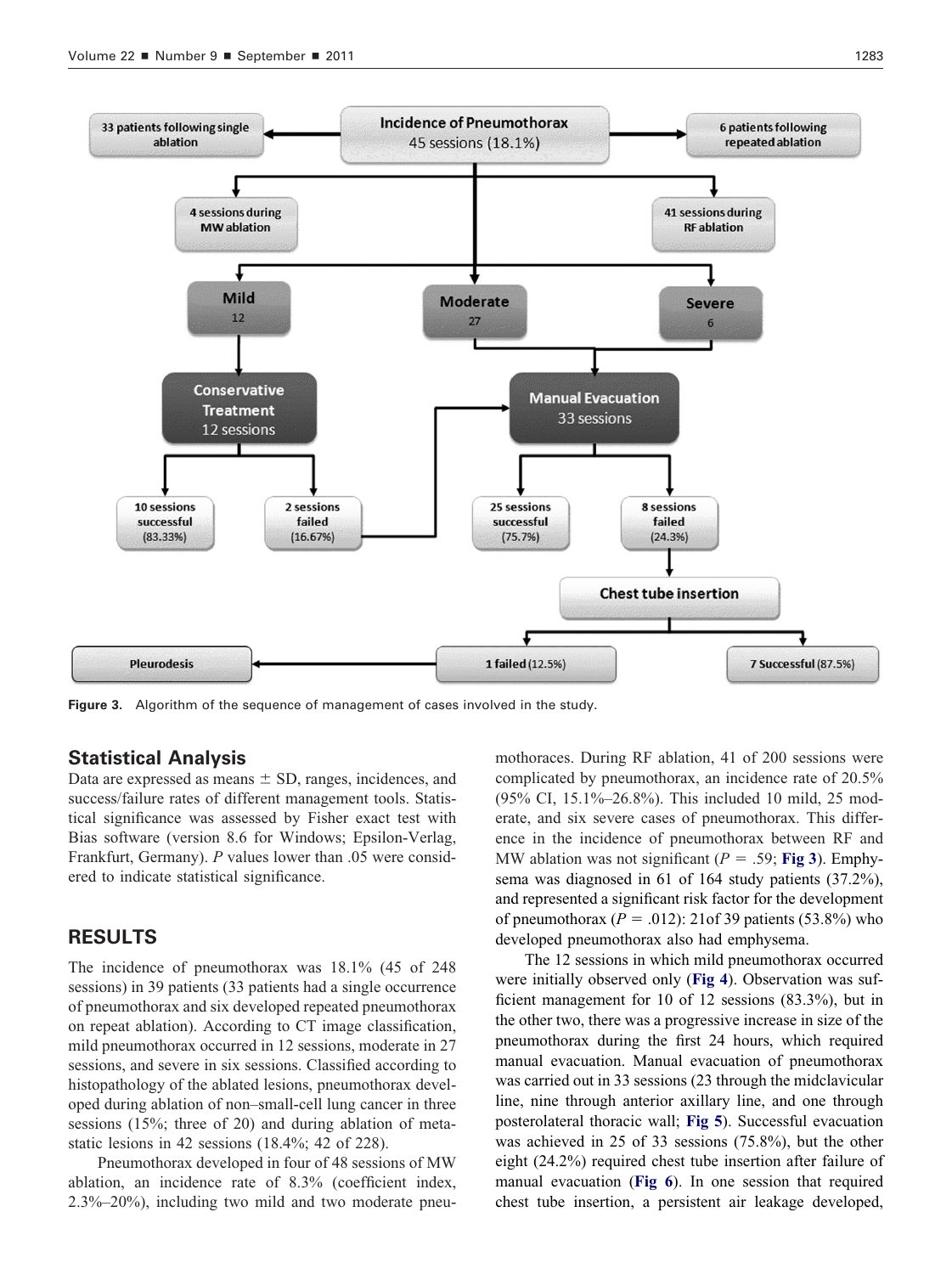Incidence of Pneumothorax
45 sessions (18.1%)

33 patients following single ablation

6 patients following repeated ablation

4 sessions during MW ablation

41 sessions during RF ablation

Mild
12

Moderate
27

Severe
6

Conservative Treatment
12 sessions

Manual Evacuation
33 sessions

10 sessions successful (83.33%)

2 sessions failed (16.67%)

25 sessions successful (75.7%)

8 sessions failed (24.3%)

Chest tube insertion

Pleurodesis

1 failed (12.5%)

7 Successful (87.5%)

**Figure 3.** Algorithm of the sequence of management of cases involved in the study.

## Statistical Analysis

Data are expressed as means ± SD, ranges, incidences, and success/failure rates of different management tools. Statistical significance was assessed by Fisher exact test with Bias software (version 8.6 for Windows; Epsilon-Verlag, Frankfurt, Germany). *P* values lower than .05 were considered to indicate statistical significance.

## RESULTS

The incidence of pneumothorax was 18.1% (45 of 248 sessions) in 39 patients (33 patients had a single occurrence of pneumothorax and six developed repeated pneumothorax on repeat ablation). According to CT image classification, mild pneumothorax occurred in 12 sessions, moderate in 27 sessions, and severe in six sessions. Classified according to histopathology of the ablated lesions, pneumothorax developed during ablation of non–small-cell lung cancer in three sessions (15%; three of 20) and during ablation of metastatic lesions in 42 sessions (18.4%; 42 of 228).

Pneumothorax developed in four of 48 sessions of MW ablation, an incidence rate of 8.3% (coefficient index, 2.3%–20%), including two mild and two moderate pneumothoraces. During RF ablation, 41 of 200 sessions were complicated by pneumothorax, an incidence rate of 20.5% (95% CI, 15.1%–26.8%). This included 10 mild, 25 moderate, and six severe cases of pneumothorax. This difference in the incidence of pneumothorax between RF and MW ablation was not significant ($P = .59$; **Fig 3**). Emphysema was diagnosed in 61 of 164 study patients (37.2%), and represented a significant risk factor for the development of pneumothorax ($P = .012$): 21of 39 patients (53.8%) who developed pneumothorax also had emphysema.

The 12 sessions in which mild pneumothorax occurred were initially observed only (**Fig 4**). Observation was sufficient management for 10 of 12 sessions (83.3%), but in the other two, there was a progressive increase in size of the pneumothorax during the first 24 hours, which required manual evacuation. Manual evacuation of pneumothorax was carried out in 33 sessions (23 through the midclavicular line, nine through anterior axillary line, and one through posterolateral thoracic wall; **Fig 5**). Successful evacuation was achieved in 25 of 33 sessions (75.8%), but the other eight (24.2%) required chest tube insertion after failure of manual evacuation (**Fig 6**). In one session that required chest tube insertion, a persistent air leakage developed,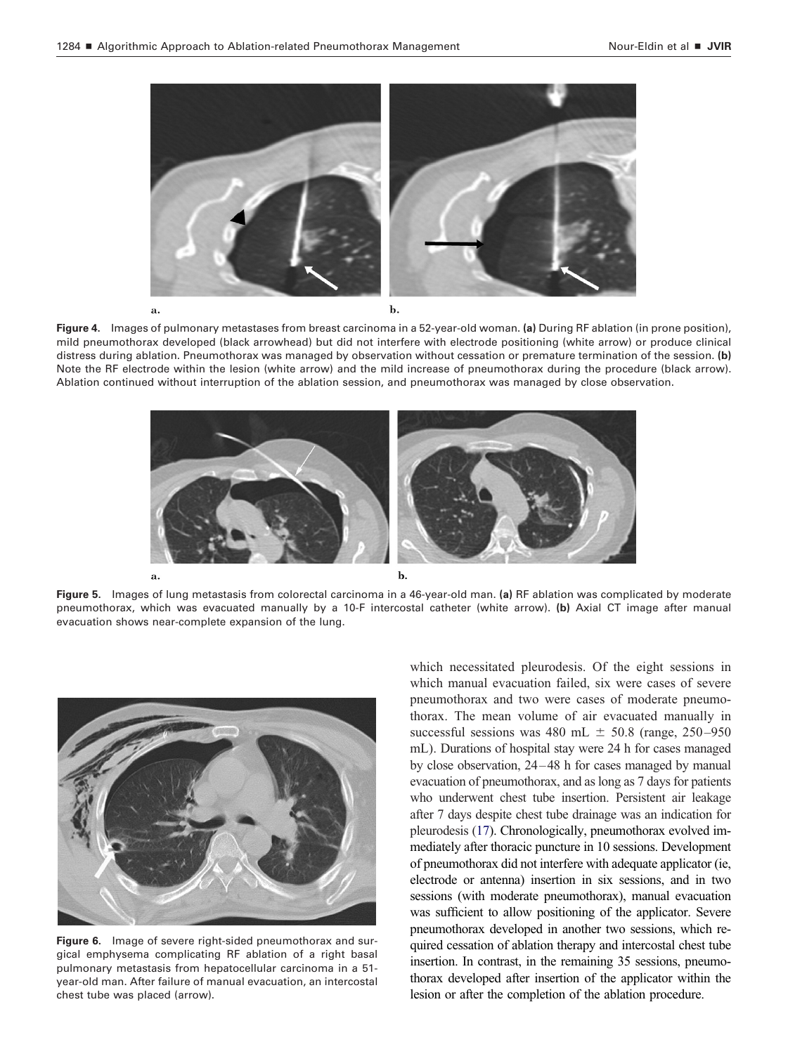**Figure 4.** Images of pulmonary metastases from breast carcinoma in a 52-year-old woman. **(a)** During RF ablation (in prone position), mild pneumothorax developed (black arrowhead) but did not interfere with electrode positioning (white arrow) or produce clinical distress during ablation. Pneumothorax was managed by observation without cessation or premature termination of the session. **(b)** Note the RF electrode within the lesion (white arrow) and the mild increase of pneumothorax during the procedure (black arrow). Ablation continued without interruption of the ablation session, and pneumothorax was managed by close observation.

**Figure 5.** Images of lung metastasis from colorectal carcinoma in a 46-year-old man. **(a)** RF ablation was complicated by moderate pneumothorax, which was evacuated manually by a 10-F intercostal catheter (white arrow). **(b)** Axial CT image after manual evacuation shows near-complete expansion of the lung.

**Figure 6.** Image of severe right-sided pneumothorax and surgical emphysema complicating RF ablation of a right basal pulmonary metastasis from hepatocellular carcinoma in a 51-year-old man. After failure of manual evacuation, an intercostal chest tube was placed (arrow).

which necessitated pleurodesis. Of the eight sessions in which manual evacuation failed, six were cases of severe pneumothorax and two were cases of moderate pneumothorax. The mean volume of air evacuated manually in successful sessions was 480 mL ± 50.8 (range, 250–950 mL). Durations of hospital stay were 24 h for cases managed by close observation, 24–48 h for cases managed by manual evacuation of pneumothorax, and as long as 7 days for patients who underwent chest tube insertion. Persistent air leakage after 7 days despite chest tube drainage was an indication for pleurodesis (17). Chronologically, pneumothorax evolved immediately after thoracic puncture in 10 sessions. Development of pneumothorax did not interfere with adequate applicator (ie, electrode or antenna) insertion in six sessions, and in two sessions (with moderate pneumothorax), manual evacuation was sufficient to allow positioning of the applicator. Severe pneumothorax developed in another two sessions, which required cessation of ablation therapy and intercostal chest tube insertion. In contrast, in the remaining 35 sessions, pneumothorax developed after insertion of the applicator within the lesion or after the completion of the ablation procedure.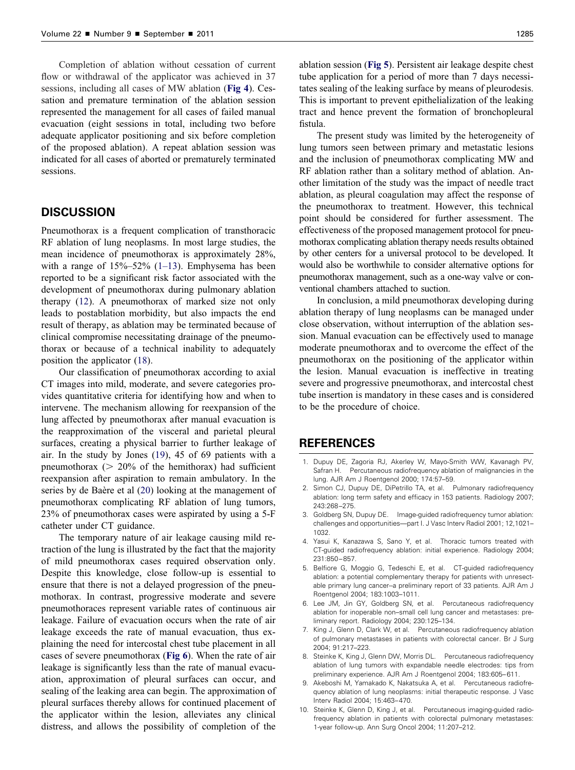Completion of ablation without cessation of current flow or withdrawal of the applicator was achieved in 37 sessions, including all cases of MW ablation (**Fig 4**). Cessation and premature termination of the ablation session represented the management for all cases of failed manual evacuation (eight sessions in total, including two before adequate applicator positioning and six before completion of the proposed ablation). A repeat ablation session was indicated for all cases of aborted or prematurely terminated sessions.

## DISCUSSION

Pneumothorax is a frequent complication of transthoracic RF ablation of lung neoplasms. In most large studies, the mean incidence of pneumothorax is approximately 28%, with a range of 15%–52% (1–13). Emphysema has been reported to be a significant risk factor associated with the development of pneumothorax during pulmonary ablation therapy (12). A pneumothorax of marked size not only leads to postablation morbidity, but also impacts the end result of therapy, as ablation may be terminated because of clinical compromise necessitating drainage of the pneumothorax or because of a technical inability to adequately position the applicator (18).

Our classification of pneumothorax according to axial CT images into mild, moderate, and severe categories provides quantitative criteria for identifying how and when to intervene. The mechanism allowing for reexpansion of the lung affected by pneumothorax after manual evacuation is the reapproximation of the visceral and parietal pleural surfaces, creating a physical barrier to further leakage of air. In the study by Jones (19), 45 of 69 patients with a pneumothorax ($>$ 20% of the hemithorax) had sufficient reexpansion after aspiration to remain ambulatory. In the series by de Baère et al (20) looking at the management of pneumothorax complicating RF ablation of lung tumors, 23% of pneumothorax cases were aspirated by using a 5-F catheter under CT guidance.

The temporary nature of air leakage causing mild retraction of the lung is illustrated by the fact that the majority of mild pneumothorax cases required observation only. Despite this knowledge, close follow-up is essential to ensure that there is not a delayed progression of the pneumothorax. In contrast, progressive moderate and severe pneumothoraces represent variable rates of continuous air leakage. Failure of evacuation occurs when the rate of air leakage exceeds the rate of manual evacuation, thus explaining the need for intercostal chest tube placement in all cases of severe pneumothorax (**Fig 6**). When the rate of air leakage is significantly less than the rate of manual evacuation, approximation of pleural surfaces can occur, and sealing of the leaking area can begin. The approximation of pleural surfaces thereby allows for continued placement of the applicator within the lesion, alleviates any clinical distress, and allows the possibility of completion of the ablation session (**Fig 5**). Persistent air leakage despite chest tube application for a period of more than 7 days necessitates sealing of the leaking surface by means of pleurodesis. This is important to prevent epithelialization of the leaking tract and hence prevent the formation of bronchopleural fistula.

The present study was limited by the heterogeneity of lung tumors seen between primary and metastatic lesions and the inclusion of pneumothorax complicating MW and RF ablation rather than a solitary method of ablation. Another limitation of the study was the impact of needle tract ablation, as pleural coagulation may affect the response of the pneumothorax to treatment. However, this technical point should be considered for further assessment. The effectiveness of the proposed management protocol for pneumothorax complicating ablation therapy needs results obtained by other centers for a universal protocol to be developed. It would also be worthwhile to consider alternative options for pneumothorax management, such as a one-way valve or conventional chambers attached to suction.

In conclusion, a mild pneumothorax developing during ablation therapy of lung neoplasms can be managed under close observation, without interruption of the ablation session. Manual evacuation can be effectively used to manage moderate pneumothorax and to overcome the effect of the pneumothorax on the positioning of the applicator within the lesion. Manual evacuation is ineffective in treating severe and progressive pneumothorax, and intercostal chest tube insertion is mandatory in these cases and is considered to be the procedure of choice.

## REFERENCES

1. Dupuy DE, Zagoria RJ, Akerley W, Mayo-Smith WW, Kavanagh PV, Safran H. Percutaneous radiofrequency ablation of malignancies in the lung. AJR Am J Roentgenol 2000; 174:57–59.
2. Simon CJ, Dupuy DE, DiPetrillo TA, et al. Pulmonary radiofrequency ablation: long term safety and efficacy in 153 patients. Radiology 2007; 243:268–275.
3. Goldberg SN, Dupuy DE. Image-guided radiofrequency tumor ablation: challenges and opportunities—part I. J Vasc Interv Radiol 2001; 12,1021–1032.
4. Yasui K, Kanazawa S, Sano Y, et al. Thoracic tumors treated with CT-guided radiofrequency ablation: initial experience. Radiology 2004; 231:850–857.
5. Belfiore G, Moggio G, Tedeschi E, et al. CT-guided radiofrequency ablation: a potential complementary therapy for patients with unresectable primary lung cancer–a preliminary report of 33 patients. AJR Am J Roentgenol 2004; 183:1003–1011.
6. Lee JM, Jin GY, Goldberg SN, et al. Percutaneous radiofrequency ablation for inoperable non–small cell lung cancer and metastases: preliminary report. Radiology 2004; 230:125–134.
7. King J, Glenn D, Clark W, et al. Percutaneous radiofrequency ablation of pulmonary metastases in patients with colorectal cancer. Br J Surg 2004; 91:217–223.
8. Steinke K, King J, Glenn DW, Morris DL. Percutaneous radiofrequency ablation of lung tumors with expandable needle electrodes: tips from preliminary experience. AJR Am J Roentgenol 2004; 183:605–611.
9. Akeboshi M, Yamakado K, Nakatsuka A, et al. Percutaneous radiofrequency ablation of lung neoplasms: initial therapeutic response. J Vasc Interv Radiol 2004; 15:463–470.
10. Steinke K, Glenn D, King J, et al. Percutaneous imaging-guided radiofrequency ablation in patients with colorectal pulmonary metastases: 1-year follow-up. Ann Surg Oncol 2004; 11:207–212.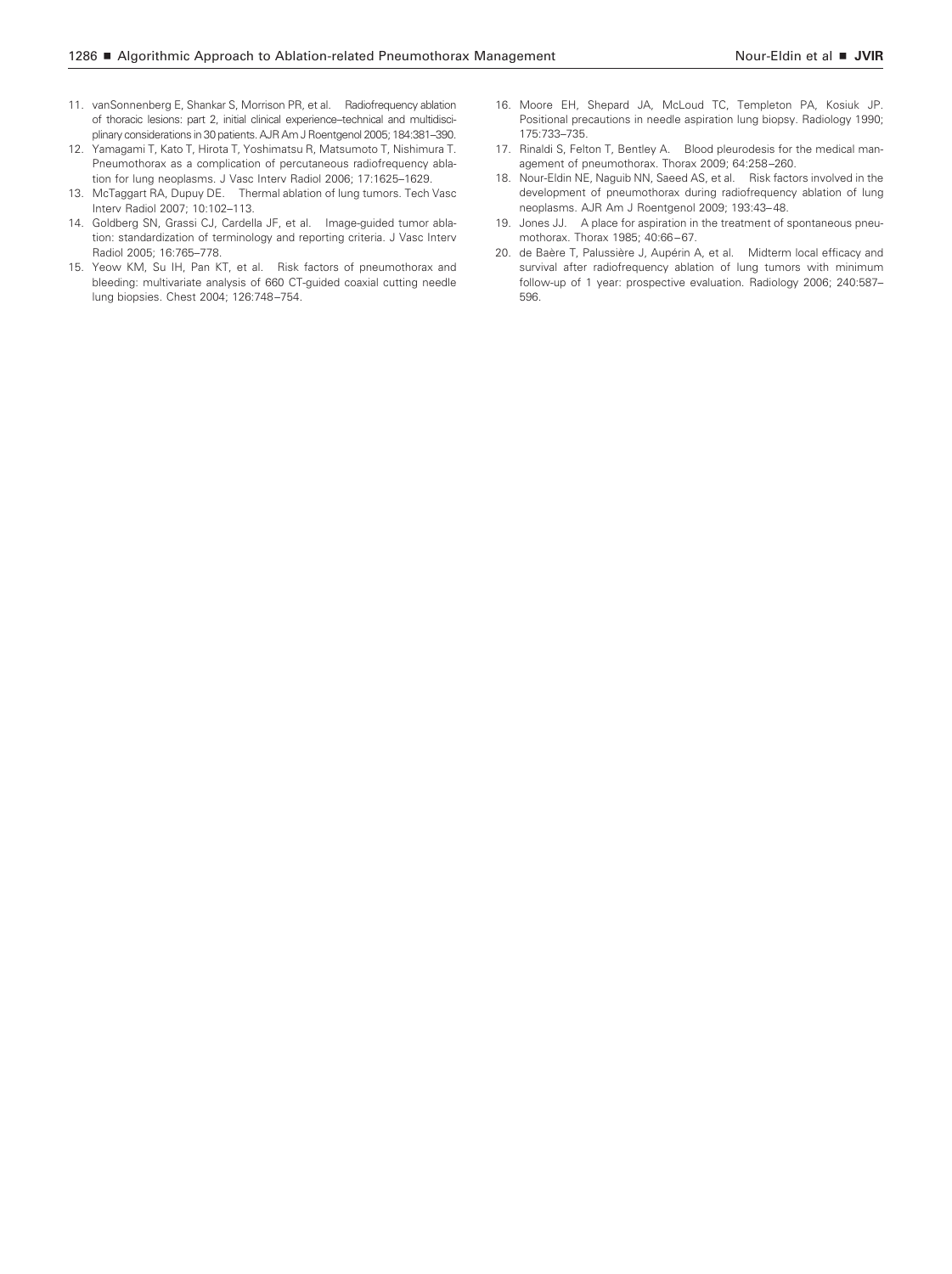11. vanSonnenberg E, Shankar S, Morrison PR, et al. Radiofrequency ablation of thoracic lesions: part 2, initial clinical experience–technical and multidisciplinary considerations in 30 patients. AJR Am J Roentgenol 2005; 184:381–390.
12. Yamagami T, Kato T, Hirota T, Yoshimatsu R, Matsumoto T, Nishimura T. Pneumothorax as a complication of percutaneous radiofrequency ablation for lung neoplasms. J Vasc Interv Radiol 2006; 17:1625–1629.
13. McTaggart RA, Dupuy DE. Thermal ablation of lung tumors. Tech Vasc Interv Radiol 2007; 10:102–113.
14. Goldberg SN, Grassi CJ, Cardella JF, et al. Image-guided tumor ablation: standardization of terminology and reporting criteria. J Vasc Interv Radiol 2005; 16:765–778.
15. Yeow KM, Su IH, Pan KT, et al. Risk factors of pneumothorax and bleeding: multivariate analysis of 660 CT-guided coaxial cutting needle lung biopsies. Chest 2004; 126:748–754.
16. Moore EH, Shepard JA, McLoud TC, Templeton PA, Kosiuk JP. Positional precautions in needle aspiration lung biopsy. Radiology 1990; 175:733–735.
17. Rinaldi S, Felton T, Bentley A. Blood pleurodesis for the medical management of pneumothorax. Thorax 2009; 64:258–260.
18. Nour-Eldin NE, Naguib NN, Saeed AS, et al. Risk factors involved in the development of pneumothorax during radiofrequency ablation of lung neoplasms. AJR Am J Roentgenol 2009; 193:43–48.
19. Jones JJ. A place for aspiration in the treatment of spontaneous pneumothorax. Thorax 1985; 40:66–67.
20. de Baère T, Palussière J, Aupérin A, et al. Midterm local efficacy and survival after radiofrequency ablation of lung tumors with minimum follow-up of 1 year: prospective evaluation. Radiology 2006; 240:587–596.